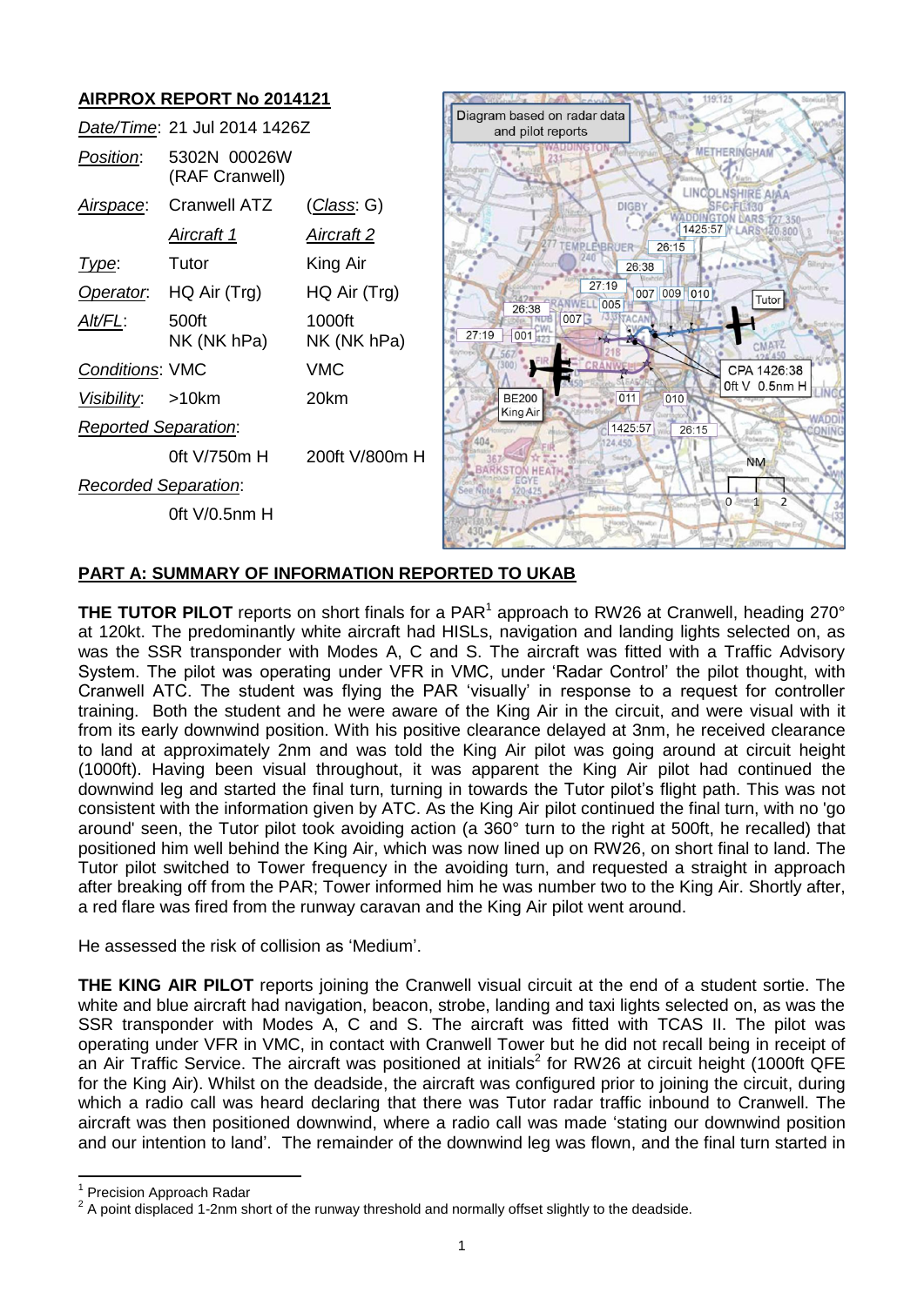## AIRPROX REPORT No 2014121

| | | |
|---|---|---|
| *Date/Time*: | 21 Jul 2014 1426Z | |
| *Position*: | 5302N 00026W (RAF Cranwell) | |
| *Airspace*: | Cranwell ATZ | (*Class*: G) |
| | *Aircraft 1* | *Aircraft 2* |
| *Type*: | Tutor | King Air |
| *Operator*: | HQ Air (Trg) | HQ Air (Trg) |
| *Alt/FL*: | 500ft NK (NK hPa) | 1000ft NK (NK hPa) |
| *Conditions*: | VMC | VMC |
| *Visibility*: | >10km | 20km |
| *Reported Separation*: | | |
| | 0ft V/750m H | 200ft V/800m H |
| *Recorded Separation*: | | |
| | 0ft V/0.5nm H | |

## PART A: SUMMARY OF INFORMATION REPORTED TO UKAB

**THE TUTOR PILOT** reports on short finals for a PAR[1] approach to RW26 at Cranwell, heading 270° at 120kt. The predominantly white aircraft had HISLs, navigation and landing lights selected on, as was the SSR transponder with Modes A, C and S. The aircraft was fitted with a Traffic Advisory System. The pilot was operating under VFR in VMC, under 'Radar Control' the pilot thought, with Cranwell ATC. The student was flying the PAR 'visually' in response to a request for controller training. Both the student and he were aware of the King Air in the circuit, and were visual with it from its early downwind position. With his positive clearance delayed at 3nm, he received clearance to land at approximately 2nm and was told the King Air pilot was going around at circuit height (1000ft). Having been visual throughout, it was apparent the King Air pilot had continued the downwind leg and started the final turn, turning in towards the Tutor pilot's flight path. This was not consistent with the information given by ATC. As the King Air pilot continued the final turn, with no 'go around' seen, the Tutor pilot took avoiding action (a 360° turn to the right at 500ft, he recalled) that positioned him well behind the King Air, which was now lined up on RW26, on short final to land. The Tutor pilot switched to Tower frequency in the avoiding turn, and requested a straight in approach after breaking off from the PAR; Tower informed him he was number two to the King Air. Shortly after, a red flare was fired from the runway caravan and the King Air pilot went around.

He assessed the risk of collision as 'Medium'.

**THE KING AIR PILOT** reports joining the Cranwell visual circuit at the end of a student sortie. The white and blue aircraft had navigation, beacon, strobe, landing and taxi lights selected on, as was the SSR transponder with Modes A, C and S. The aircraft was fitted with TCAS II. The pilot was operating under VFR in VMC, in contact with Cranwell Tower but he did not recall being in receipt of an Air Traffic Service. The aircraft was positioned at initials[2] for RW26 at circuit height (1000ft QFE for the King Air). Whilst on the deadside, the aircraft was configured prior to joining the circuit, during which a radio call was heard declaring that there was Tutor radar traffic inbound to Cranwell. The aircraft was then positioned downwind, where a radio call was made 'stating our downwind position and our intention to land'. The remainder of the downwind leg was flown, and the final turn started in

[1] Precision Approach Radar

[2] A point displaced 1-2nm short of the runway threshold and normally offset slightly to the deadside.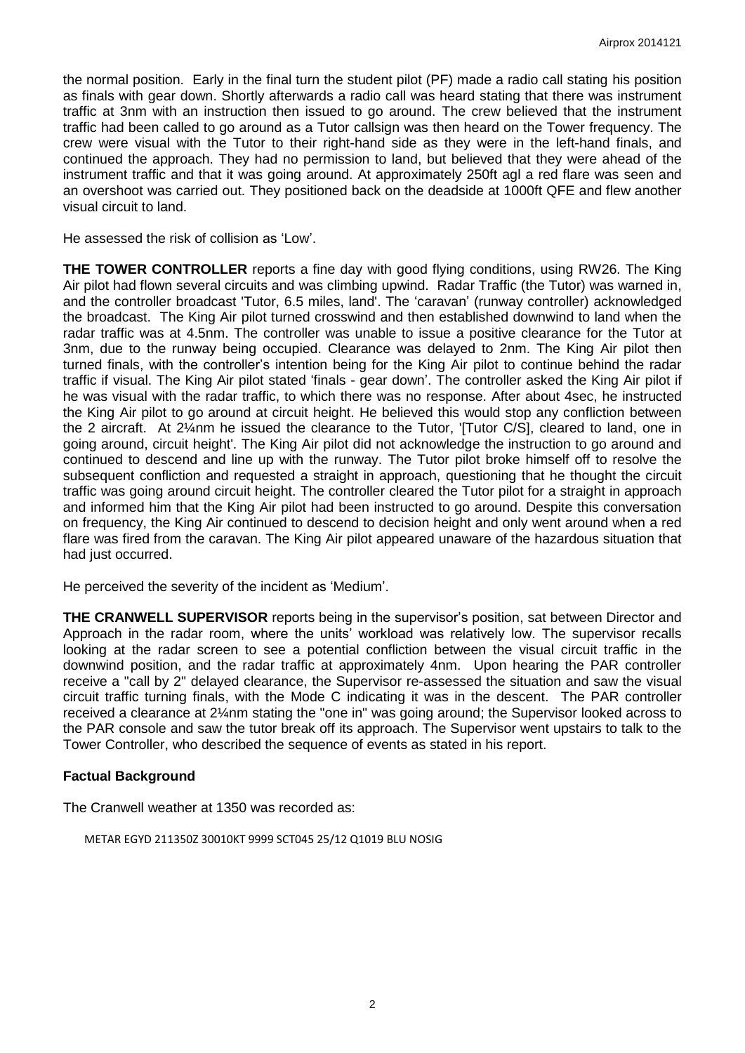the normal position. Early in the final turn the student pilot (PF) made a radio call stating his position as finals with gear down. Shortly afterwards a radio call was heard stating that there was instrument traffic at 3nm with an instruction then issued to go around. The crew believed that the instrument traffic had been called to go around as a Tutor callsign was then heard on the Tower frequency. The crew were visual with the Tutor to their right-hand side as they were in the left-hand finals, and continued the approach. They had no permission to land, but believed that they were ahead of the instrument traffic and that it was going around. At approximately 250ft agl a red flare was seen and an overshoot was carried out. They positioned back on the deadside at 1000ft QFE and flew another visual circuit to land.

He assessed the risk of collision as 'Low'.

**THE TOWER CONTROLLER** reports a fine day with good flying conditions, using RW26. The King Air pilot had flown several circuits and was climbing upwind. Radar Traffic (the Tutor) was warned in, and the controller broadcast 'Tutor, 6.5 miles, land'. The 'caravan' (runway controller) acknowledged the broadcast. The King Air pilot turned crosswind and then established downwind to land when the radar traffic was at 4.5nm. The controller was unable to issue a positive clearance for the Tutor at 3nm, due to the runway being occupied. Clearance was delayed to 2nm. The King Air pilot then turned finals, with the controller's intention being for the King Air pilot to continue behind the radar traffic if visual. The King Air pilot stated 'finals - gear down'. The controller asked the King Air pilot if he was visual with the radar traffic, to which there was no response. After about 4sec, he instructed the King Air pilot to go around at circuit height. He believed this would stop any confliction between the 2 aircraft. At 2¼nm he issued the clearance to the Tutor, '[Tutor C/S], cleared to land, one in going around, circuit height'. The King Air pilot did not acknowledge the instruction to go around and continued to descend and line up with the runway. The Tutor pilot broke himself off to resolve the subsequent confliction and requested a straight in approach, questioning that he thought the circuit traffic was going around circuit height. The controller cleared the Tutor pilot for a straight in approach and informed him that the King Air pilot had been instructed to go around. Despite this conversation on frequency, the King Air continued to descend to decision height and only went around when a red flare was fired from the caravan. The King Air pilot appeared unaware of the hazardous situation that had just occurred.

He perceived the severity of the incident as 'Medium'.

**THE CRANWELL SUPERVISOR** reports being in the supervisor's position, sat between Director and Approach in the radar room, where the units' workload was relatively low. The supervisor recalls looking at the radar screen to see a potential confliction between the visual circuit traffic in the downwind position, and the radar traffic at approximately 4nm. Upon hearing the PAR controller receive a "call by 2" delayed clearance, the Supervisor re-assessed the situation and saw the visual circuit traffic turning finals, with the Mode C indicating it was in the descent. The PAR controller received a clearance at 2¼nm stating the "one in" was going around; the Supervisor looked across to the PAR console and saw the tutor break off its approach. The Supervisor went upstairs to talk to the Tower Controller, who described the sequence of events as stated in his report.

## Factual Background

The Cranwell weather at 1350 was recorded as:

```
METAR EGYD 211350Z 30010KT 9999 SCT045 25/12 Q1019 BLU NOSIG
```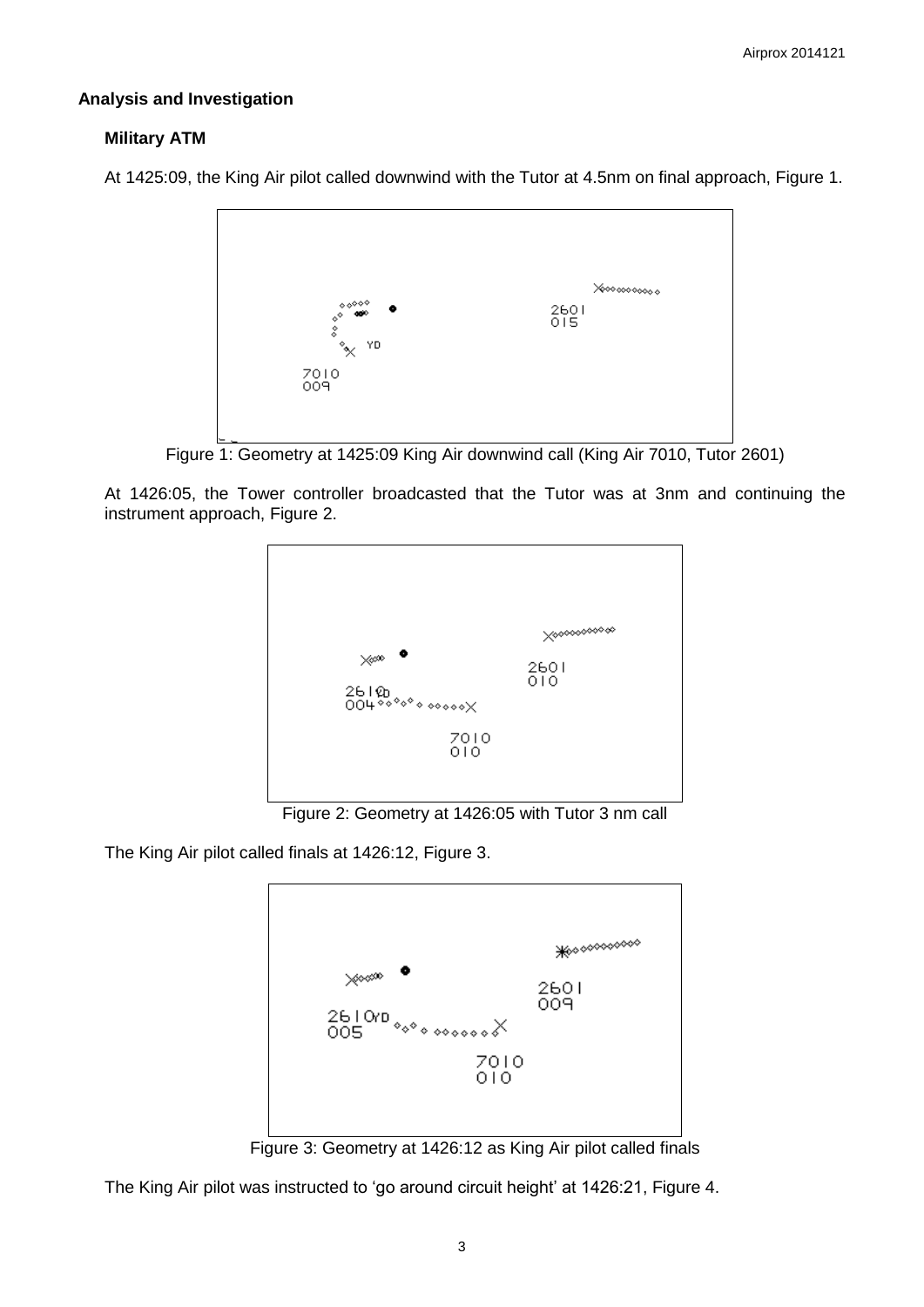## Analysis and Investigation

### Military ATM

At 1425:09, the King Air pilot called downwind with the Tutor at 4.5nm on final approach, Figure 1.

Figure 1: Geometry at 1425:09 King Air downwind call (King Air 7010, Tutor 2601)

At 1426:05, the Tower controller broadcasted that the Tutor was at 3nm and continuing the instrument approach, Figure 2.

Figure 2: Geometry at 1426:05 with Tutor 3 nm call

The King Air pilot called finals at 1426:12, Figure 3.

Figure 3: Geometry at 1426:12 as King Air pilot called finals

The King Air pilot was instructed to 'go around circuit height' at 1426:21, Figure 4.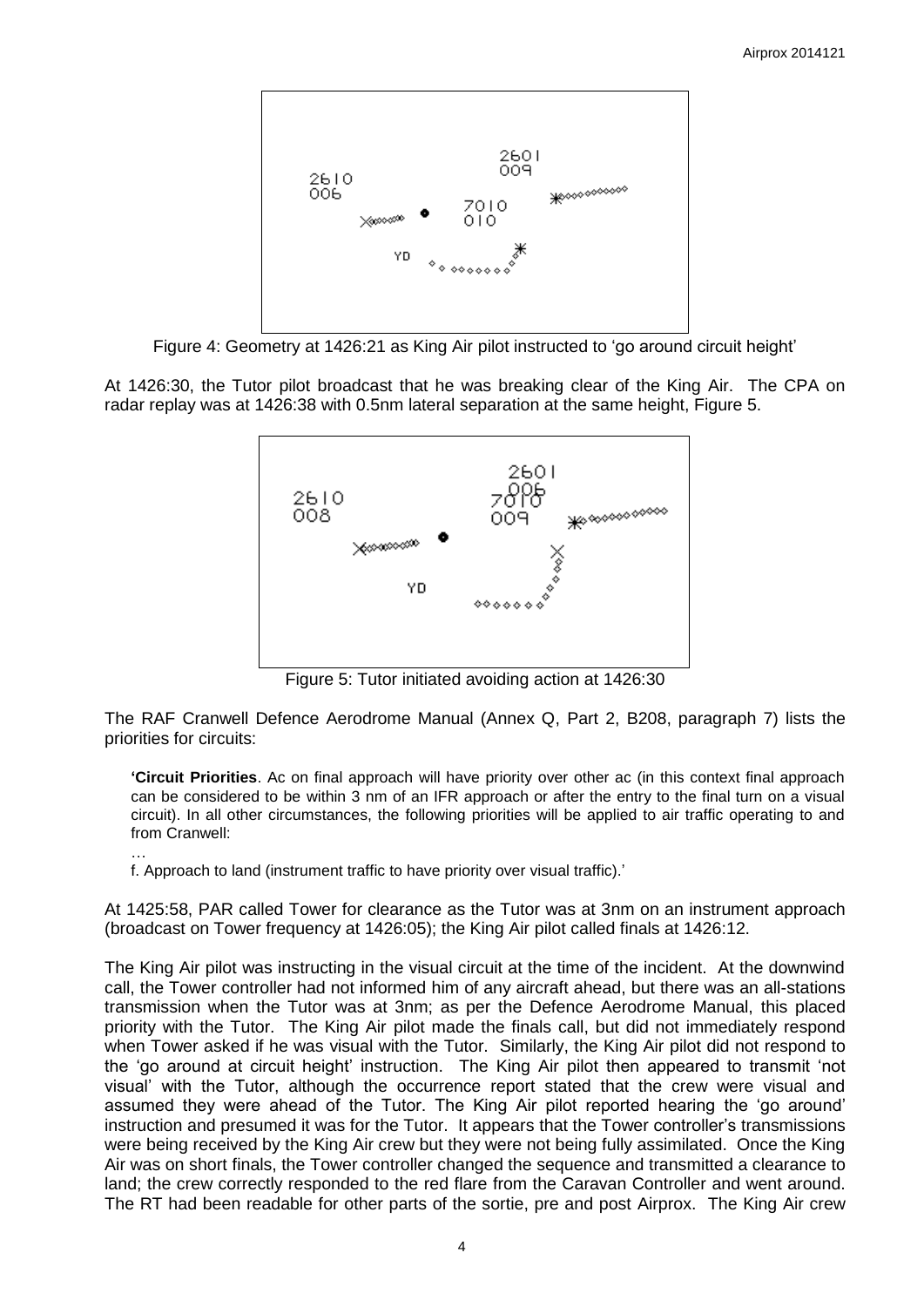Figure 4: Geometry at 1426:21 as King Air pilot instructed to 'go around circuit height'

At 1426:30, the Tutor pilot broadcast that he was breaking clear of the King Air. The CPA on radar replay was at 1426:38 with 0.5nm lateral separation at the same height, Figure 5.

Figure 5: Tutor initiated avoiding action at 1426:30

The RAF Cranwell Defence Aerodrome Manual (Annex Q, Part 2, B208, paragraph 7) lists the priorities for circuits:

> **'Circuit Priorities**. Ac on final approach will have priority over other ac (in this context final approach can be considered to be within 3 nm of an IFR approach or after the entry to the final turn on a visual circuit). In all other circumstances, the following priorities will be applied to air traffic operating to and from Cranwell:
>
> …
>
> f. Approach to land (instrument traffic to have priority over visual traffic).'

At 1425:58, PAR called Tower for clearance as the Tutor was at 3nm on an instrument approach (broadcast on Tower frequency at 1426:05); the King Air pilot called finals at 1426:12.

The King Air pilot was instructing in the visual circuit at the time of the incident. At the downwind call, the Tower controller had not informed him of any aircraft ahead, but there was an all-stations transmission when the Tutor was at 3nm; as per the Defence Aerodrome Manual, this placed priority with the Tutor. The King Air pilot made the finals call, but did not immediately respond when Tower asked if he was visual with the Tutor. Similarly, the King Air pilot did not respond to the 'go around at circuit height' instruction. The King Air pilot then appeared to transmit 'not visual' with the Tutor, although the occurrence report stated that the crew were visual and assumed they were ahead of the Tutor. The King Air pilot reported hearing the 'go around' instruction and presumed it was for the Tutor. It appears that the Tower controller's transmissions were being received by the King Air crew but they were not being fully assimilated. Once the King Air was on short finals, the Tower controller changed the sequence and transmitted a clearance to land; the crew correctly responded to the red flare from the Caravan Controller and went around. The RT had been readable for other parts of the sortie, pre and post Airprox. The King Air crew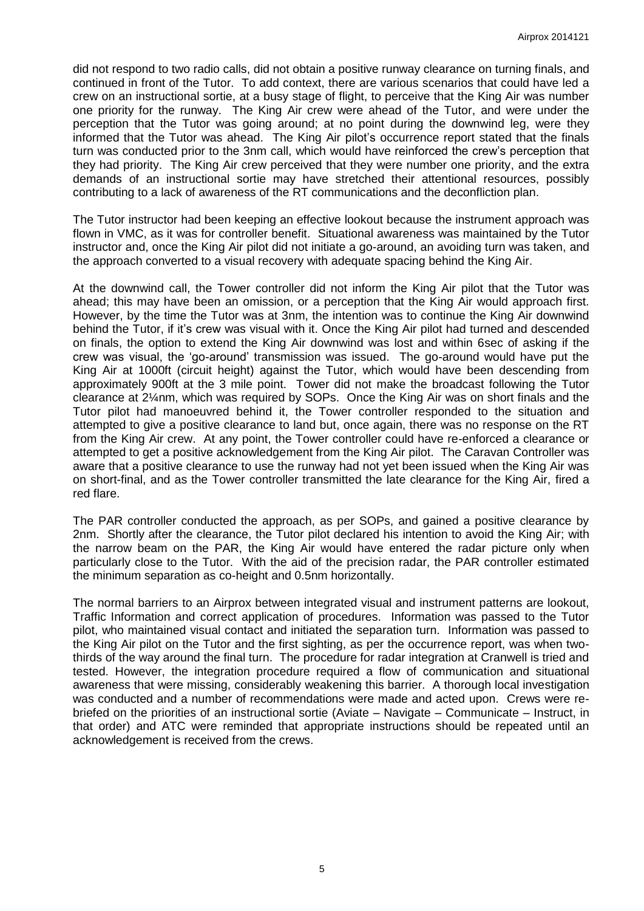did not respond to two radio calls, did not obtain a positive runway clearance on turning finals, and continued in front of the Tutor. To add context, there are various scenarios that could have led a crew on an instructional sortie, at a busy stage of flight, to perceive that the King Air was number one priority for the runway. The King Air crew were ahead of the Tutor, and were under the perception that the Tutor was going around; at no point during the downwind leg, were they informed that the Tutor was ahead. The King Air pilot's occurrence report stated that the finals turn was conducted prior to the 3nm call, which would have reinforced the crew's perception that they had priority. The King Air crew perceived that they were number one priority, and the extra demands of an instructional sortie may have stretched their attentional resources, possibly contributing to a lack of awareness of the RT communications and the deconfliction plan.

The Tutor instructor had been keeping an effective lookout because the instrument approach was flown in VMC, as it was for controller benefit. Situational awareness was maintained by the Tutor instructor and, once the King Air pilot did not initiate a go-around, an avoiding turn was taken, and the approach converted to a visual recovery with adequate spacing behind the King Air.

At the downwind call, the Tower controller did not inform the King Air pilot that the Tutor was ahead; this may have been an omission, or a perception that the King Air would approach first. However, by the time the Tutor was at 3nm, the intention was to continue the King Air downwind behind the Tutor, if it's crew was visual with it. Once the King Air pilot had turned and descended on finals, the option to extend the King Air downwind was lost and within 6sec of asking if the crew was visual, the 'go-around' transmission was issued. The go-around would have put the King Air at 1000ft (circuit height) against the Tutor, which would have been descending from approximately 900ft at the 3 mile point. Tower did not make the broadcast following the Tutor clearance at 2¼nm, which was required by SOPs. Once the King Air was on short finals and the Tutor pilot had manoeuvred behind it, the Tower controller responded to the situation and attempted to give a positive clearance to land but, once again, there was no response on the RT from the King Air crew. At any point, the Tower controller could have re-enforced a clearance or attempted to get a positive acknowledgement from the King Air pilot. The Caravan Controller was aware that a positive clearance to use the runway had not yet been issued when the King Air was on short-final, and as the Tower controller transmitted the late clearance for the King Air, fired a red flare.

The PAR controller conducted the approach, as per SOPs, and gained a positive clearance by 2nm. Shortly after the clearance, the Tutor pilot declared his intention to avoid the King Air; with the narrow beam on the PAR, the King Air would have entered the radar picture only when particularly close to the Tutor. With the aid of the precision radar, the PAR controller estimated the minimum separation as co-height and 0.5nm horizontally.

The normal barriers to an Airprox between integrated visual and instrument patterns are lookout, Traffic Information and correct application of procedures. Information was passed to the Tutor pilot, who maintained visual contact and initiated the separation turn. Information was passed to the King Air pilot on the Tutor and the first sighting, as per the occurrence report, was when two-thirds of the way around the final turn. The procedure for radar integration at Cranwell is tried and tested. However, the integration procedure required a flow of communication and situational awareness that were missing, considerably weakening this barrier. A thorough local investigation was conducted and a number of recommendations were made and acted upon. Crews were re-briefed on the priorities of an instructional sortie (Aviate – Navigate – Communicate – Instruct, in that order) and ATC were reminded that appropriate instructions should be repeated until an acknowledgement is received from the crews.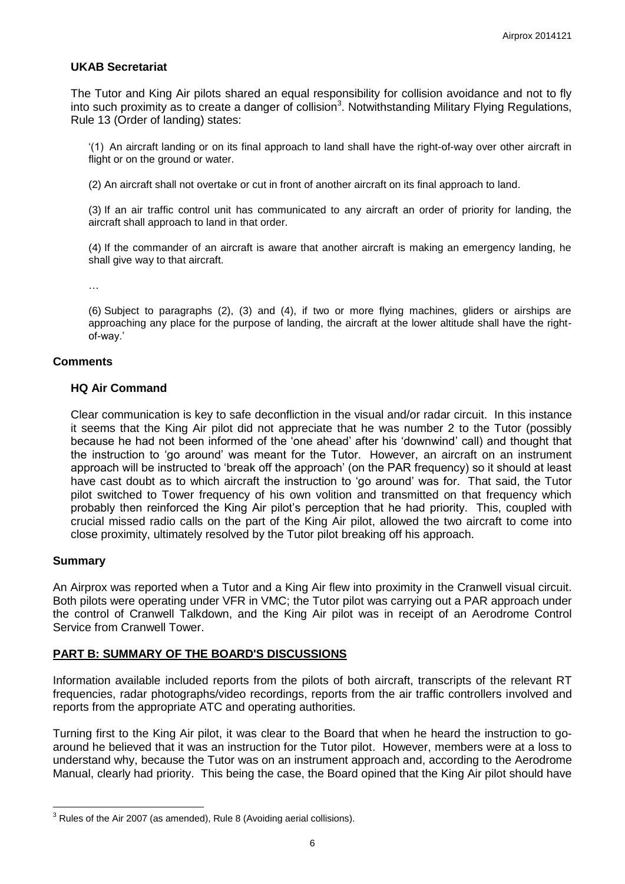### UKAB Secretariat

The Tutor and King Air pilots shared an equal responsibility for collision avoidance and not to fly into such proximity as to create a danger of collision[3]. Notwithstanding Military Flying Regulations, Rule 13 (Order of landing) states:

> '(1) An aircraft landing or on its final approach to land shall have the right-of-way over other aircraft in flight or on the ground or water.
>
> (2) An aircraft shall not overtake or cut in front of another aircraft on its final approach to land.
>
> (3) If an air traffic control unit has communicated to any aircraft an order of priority for landing, the aircraft shall approach to land in that order.
>
> (4) If the commander of an aircraft is aware that another aircraft is making an emergency landing, he shall give way to that aircraft.
>
> …
>
> (6) Subject to paragraphs (2), (3) and (4), if two or more flying machines, gliders or airships are approaching any place for the purpose of landing, the aircraft at the lower altitude shall have the right-of-way.'

## Comments

### HQ Air Command

Clear communication is key to safe deconfliction in the visual and/or radar circuit. In this instance it seems that the King Air pilot did not appreciate that he was number 2 to the Tutor (possibly because he had not been informed of the 'one ahead' after his 'downwind' call) and thought that the instruction to 'go around' was meant for the Tutor. However, an aircraft on an instrument approach will be instructed to 'break off the approach' (on the PAR frequency) so it should at least have cast doubt as to which aircraft the instruction to 'go around' was for. That said, the Tutor pilot switched to Tower frequency of his own volition and transmitted on that frequency which probably then reinforced the King Air pilot's perception that he had priority. This, coupled with crucial missed radio calls on the part of the King Air pilot, allowed the two aircraft to come into close proximity, ultimately resolved by the Tutor pilot breaking off his approach.

## Summary

An Airprox was reported when a Tutor and a King Air flew into proximity in the Cranwell visual circuit. Both pilots were operating under VFR in VMC; the Tutor pilot was carrying out a PAR approach under the control of Cranwell Talkdown, and the King Air pilot was in receipt of an Aerodrome Control Service from Cranwell Tower.

## PART B: SUMMARY OF THE BOARD'S DISCUSSIONS

Information available included reports from the pilots of both aircraft, transcripts of the relevant RT frequencies, radar photographs/video recordings, reports from the air traffic controllers involved and reports from the appropriate ATC and operating authorities.

Turning first to the King Air pilot, it was clear to the Board that when he heard the instruction to go-around he believed that it was an instruction for the Tutor pilot. However, members were at a loss to understand why, because the Tutor was on an instrument approach and, according to the Aerodrome Manual, clearly had priority. This being the case, the Board opined that the King Air pilot should have

---

[3] Rules of the Air 2007 (as amended), Rule 8 (Avoiding aerial collisions).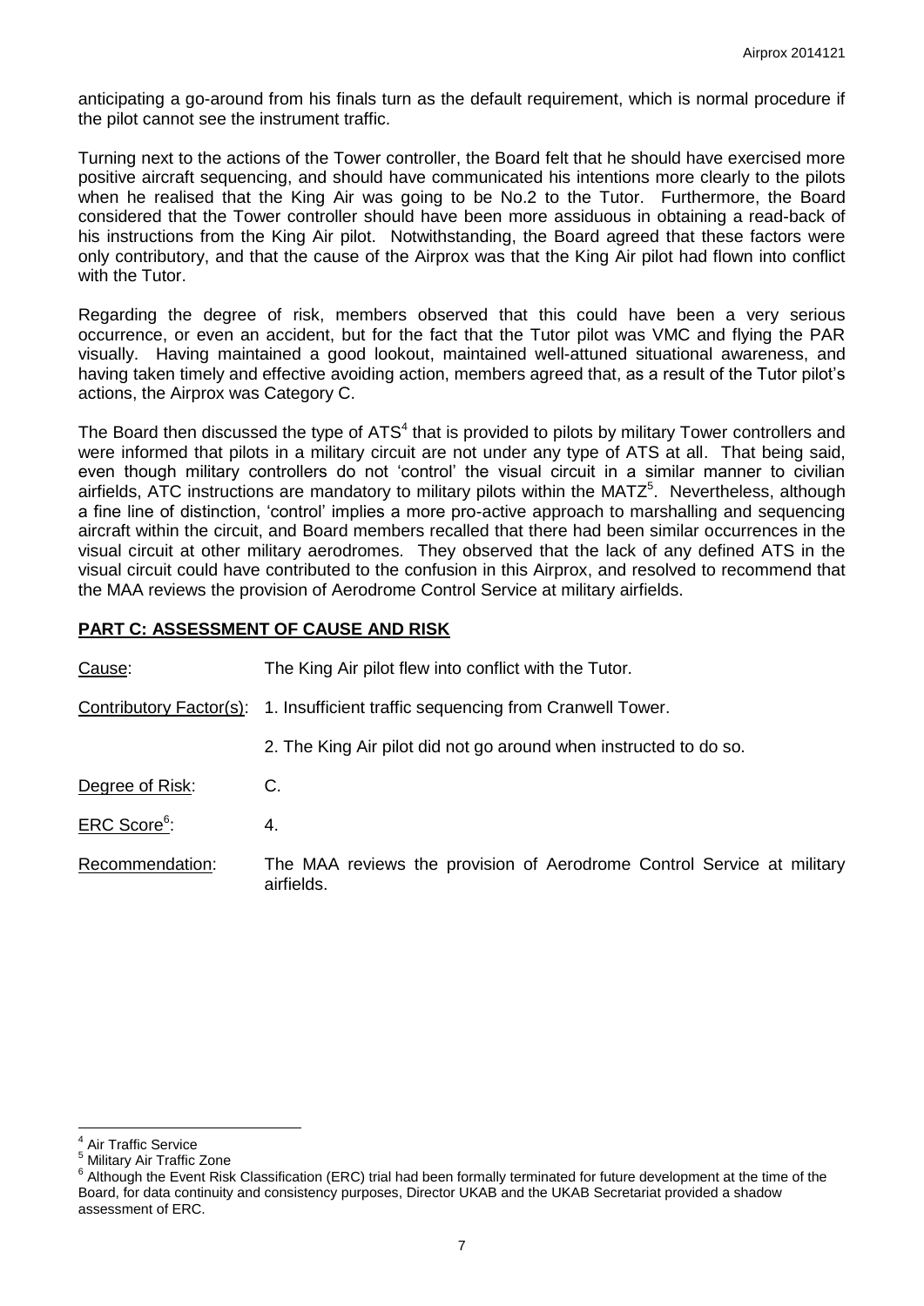anticipating a go-around from his finals turn as the default requirement, which is normal procedure if the pilot cannot see the instrument traffic.

Turning next to the actions of the Tower controller, the Board felt that he should have exercised more positive aircraft sequencing, and should have communicated his intentions more clearly to the pilots when he realised that the King Air was going to be No.2 to the Tutor. Furthermore, the Board considered that the Tower controller should have been more assiduous in obtaining a read-back of his instructions from the King Air pilot. Notwithstanding, the Board agreed that these factors were only contributory, and that the cause of the Airprox was that the King Air pilot had flown into conflict with the Tutor.

Regarding the degree of risk, members observed that this could have been a very serious occurrence, or even an accident, but for the fact that the Tutor pilot was VMC and flying the PAR visually. Having maintained a good lookout, maintained well-attuned situational awareness, and having taken timely and effective avoiding action, members agreed that, as a result of the Tutor pilot's actions, the Airprox was Category C.

The Board then discussed the type of ATS[4] that is provided to pilots by military Tower controllers and were informed that pilots in a military circuit are not under any type of ATS at all. That being said, even though military controllers do not 'control' the visual circuit in a similar manner to civilian airfields, ATC instructions are mandatory to military pilots within the MATZ[5]. Nevertheless, although a fine line of distinction, 'control' implies a more pro-active approach to marshalling and sequencing aircraft within the circuit, and Board members recalled that there had been similar occurrences in the visual circuit at other military aerodromes. They observed that the lack of any defined ATS in the visual circuit could have contributed to the confusion in this Airprox, and resolved to recommend that the MAA reviews the provision of Aerodrome Control Service at military airfields.

## PART C: ASSESSMENT OF CAUSE AND RISK

| | |
|---|---|
| Cause: | The King Air pilot flew into conflict with the Tutor. |
| Contributory Factor(s): | 1. Insufficient traffic sequencing from Cranwell Tower. |
| | 2. The King Air pilot did not go around when instructed to do so. |
| Degree of Risk: | C. |
| ERC Score[6]: | 4. |
| Recommendation: | The MAA reviews the provision of Aerodrome Control Service at military airfields. |

[4] Air Traffic Service

[5] Military Air Traffic Zone

[6] Although the Event Risk Classification (ERC) trial had been formally terminated for future development at the time of the Board, for data continuity and consistency purposes, Director UKAB and the UKAB Secretariat provided a shadow assessment of ERC.